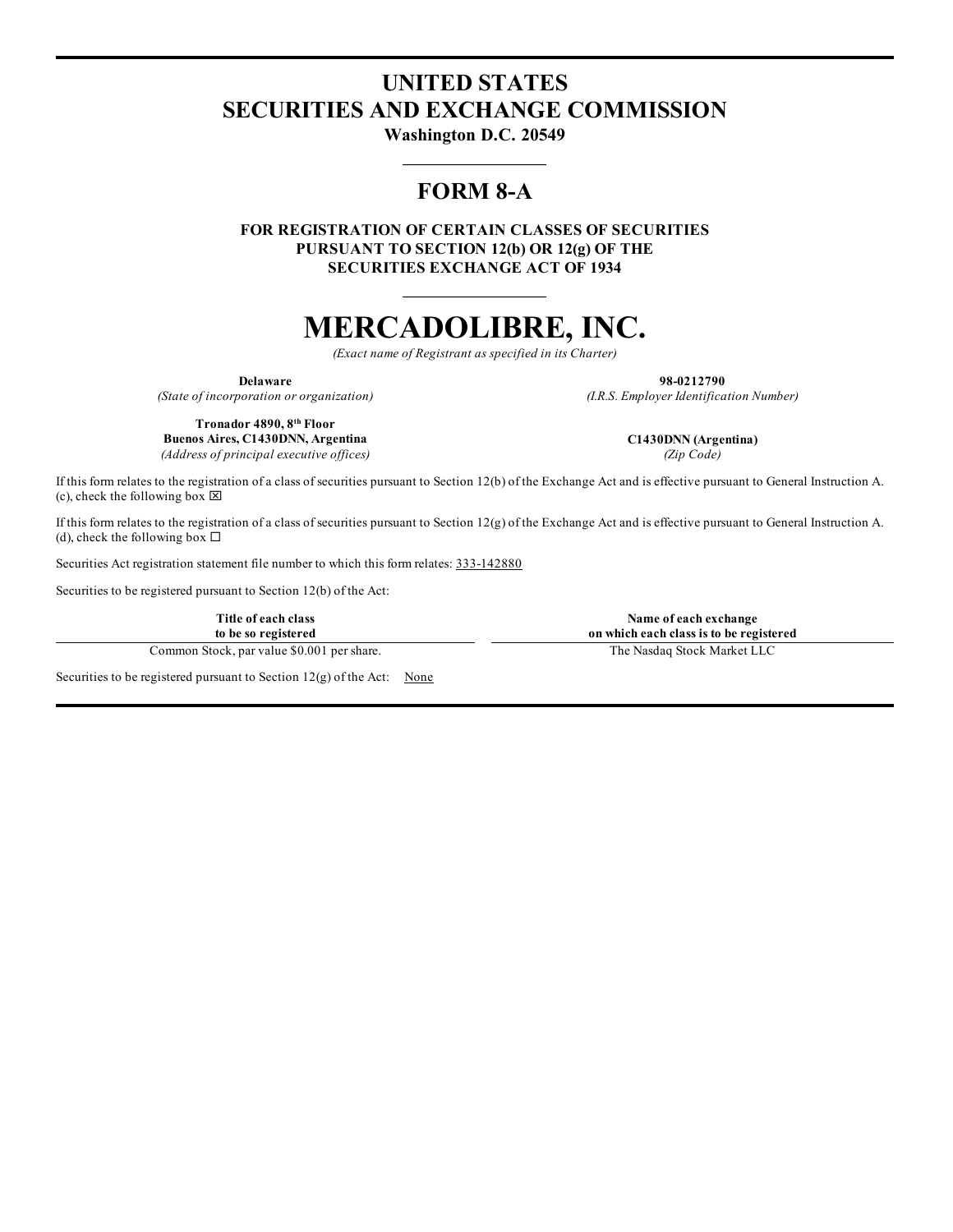# UNITED STATES SECURITIES AND EXCHANGE COMMISSION

**Washington D.C. 20549**

## FORM 8-A

**FOR REGISTRATION OF CERTAIN CLASSES OF SECURITIES PURSUANT TO SECTION 12(b) OR 12(g) OF THE SECURITIES EXCHANGE ACT OF 1934**

# MERCADOLIBRE, INC.

*(Exact name of Registrant as specified in its Charter)*

| | |
|---|---|
| **Delaware** | **98-0212790** |
| *(State of incorporation or organization)* | *(I.R.S. Employer Identification Number)* |
| **Tronador 4890, 8th Floor** **Buenos Aires, C1430DNN, Argentina** | **C1430DNN (Argentina)** |
| *(Address of principal executive offices)* | *(Zip Code)* |

If this form relates to the registration of a class of securities pursuant to Section 12(b) of the Exchange Act and is effective pursuant to General Instruction A.(c), check the following box ☒

If this form relates to the registration of a class of securities pursuant to Section 12(g) of the Exchange Act and is effective pursuant to General Instruction A.(d), check the following box ☐

Securities Act registration statement file number to which this form relates: 333-142880

Securities to be registered pursuant to Section 12(b) of the Act:

| Title of each class to be so registered | Name of each exchange on which each class is to be registered |
|---|---|
| Common Stock, par value $0.001 per share. | The Nasdaq Stock Market LLC |

Securities to be registered pursuant to Section 12(g) of the Act: None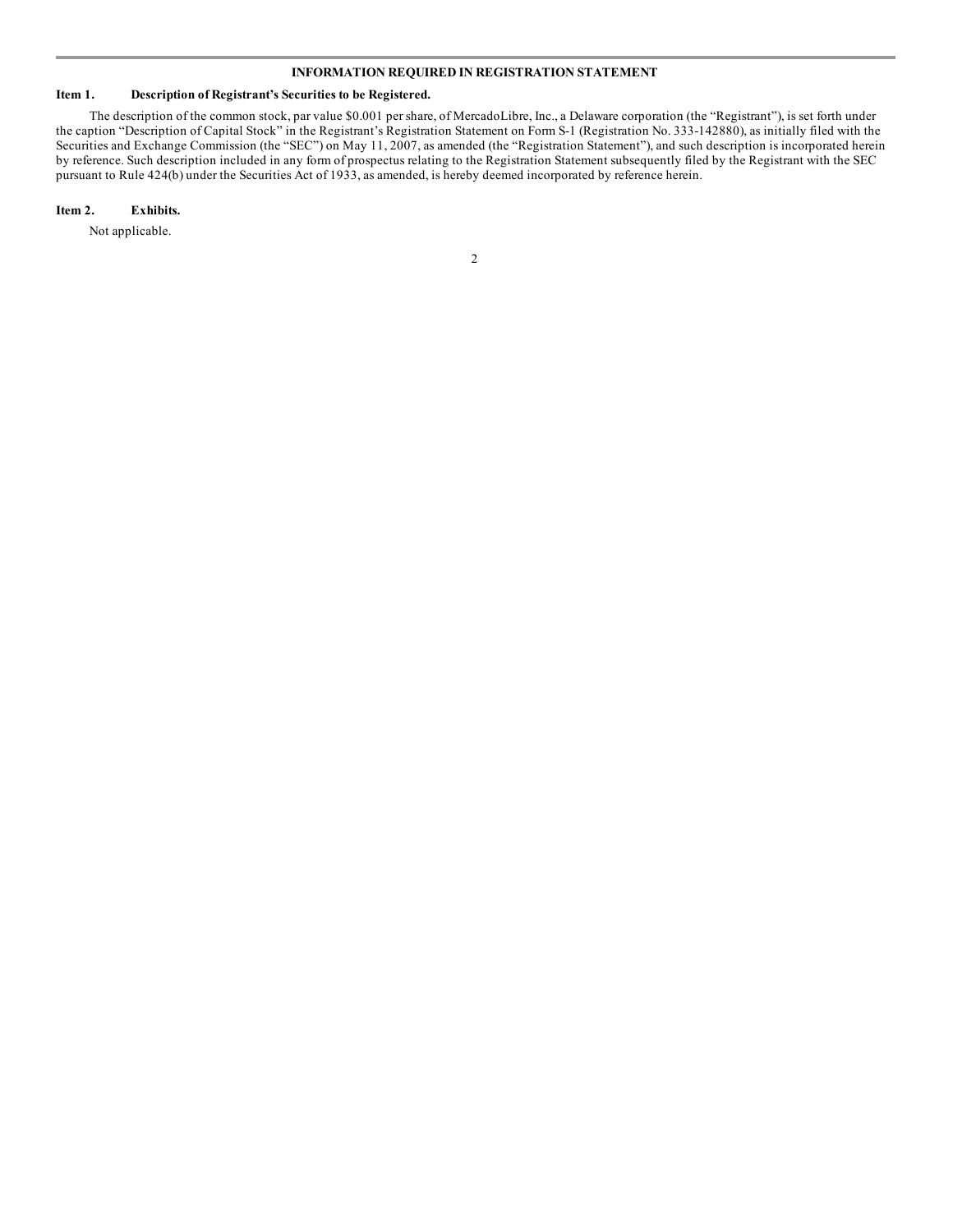## INFORMATION REQUIRED IN REGISTRATION STATEMENT

**Item 1. Description of Registrant's Securities to be Registered.**

The description of the common stock, par value $0.001 per share, of MercadoLibre, Inc., a Delaware corporation (the "Registrant"), is set forth under the caption "Description of Capital Stock" in the Registrant's Registration Statement on Form S-1 (Registration No. 333-142880), as initially filed with the Securities and Exchange Commission (the "SEC") on May 11, 2007, as amended (the "Registration Statement"), and such description is incorporated herein by reference. Such description included in any form of prospectus relating to the Registration Statement subsequently filed by the Registrant with the SEC pursuant to Rule 424(b) under the Securities Act of 1933, as amended, is hereby deemed incorporated by reference herein.

**Item 2. Exhibits.**

Not applicable.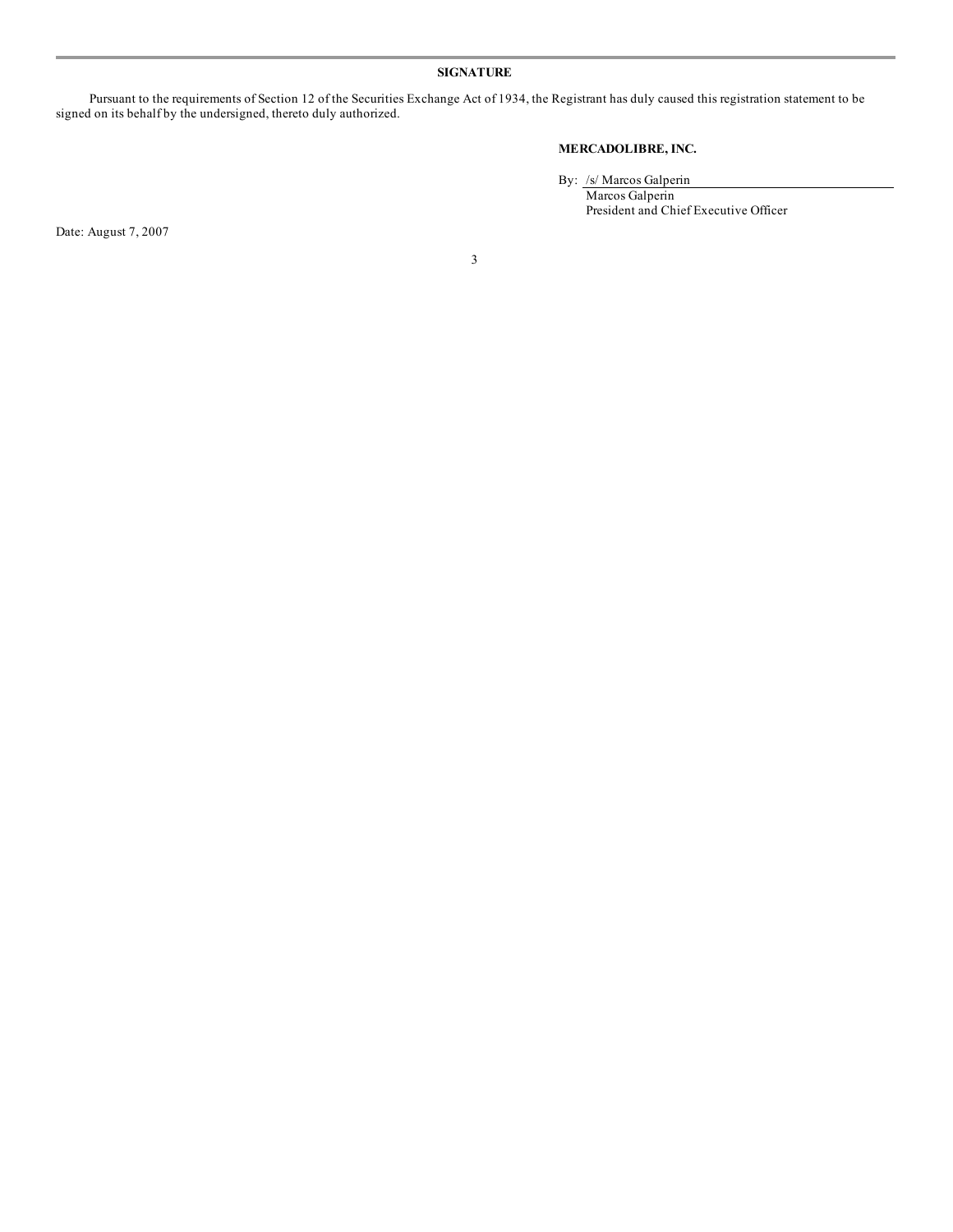## SIGNATURE

Pursuant to the requirements of Section 12 of the Securities Exchange Act of 1934, the Registrant has duly caused this registration statement to be signed on its behalf by the undersigned, thereto duly authorized.

**MERCADOLIBRE, INC.**

By: /s/ Marcos Galperin

Marcos Galperin

President and Chief Executive Officer

Date: August 7, 2007